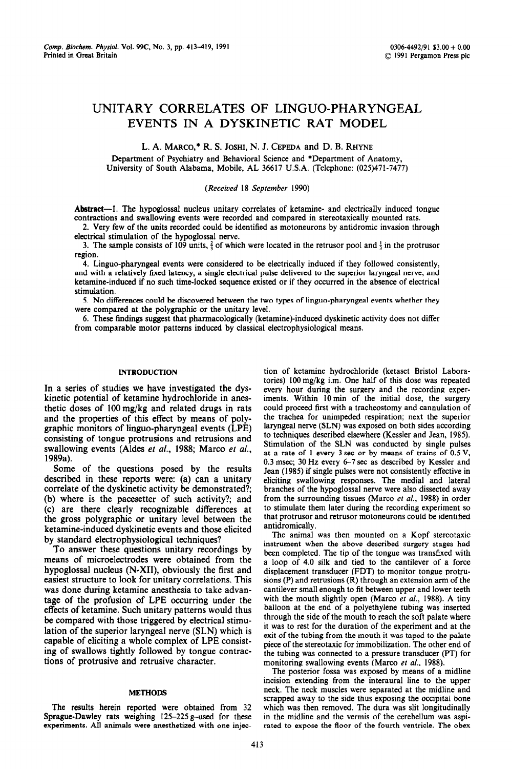# UNITARY CORRELATES OF LINGUO-PHARYNGEAL EVENTS IN A DYSKINETIC RAT MODEL

L. A. MARCO,* R. S. JOSHI, N. J. CEPEDA and D. B. RHYNE

Department of Psychiatry and Behavioral Science and *Department of Anatomy, University of South Alabama, Mobile, AL 36617 U.S.A. (Telephone: (025)471-7477)

*(Received 18 September 1990)*

**Abstract**—1. The hypoglossal nucleus unitary correlates of ketamine- and electrically induced tongue contractions and swallowing events were recorded and compared in stereotaxically mounted rats.

2. Very few of the units recorded could be identified as motoneurons by antidromic invasion through electrical stimulation of the hypoglossal nerve.

3. The sample consists of 109 units, $\frac{2}{3}$ of which were located in the retrusor pool and $\frac{1}{3}$ in the protrusor region.

4. Linguo-pharyngeal events were considered to be electrically induced if they followed consistently, and with a relatively fixed latency, a single electrical pulse delivered to the superior laryngeal nerve, and ketamine-induced if no such time-locked sequence existed or if they occurred in the absence of electrical stimulation.

5. No differences could be discovered between the two types of linguo-pharyngeal events whether they were compared at the polygraphic or the unitary level.

6. These findings suggest that pharmacologically (ketamine)-induced dyskinetic activity does not differ from comparable motor patterns induced by classical electrophysiological means.

## INTRODUCTION

In a series of studies we have investigated the dyskinetic potential of ketamine hydrochloride in anesthetic doses of 100 mg/kg and related drugs in rats and the properties of this effect by means of polygraphic monitors of linguo-pharyngeal events (LPE) consisting of tongue protrusions and retrusions and swallowing events (Aldes *et al.*, 1988; Marco *et al.*, 1989a).

Some of the questions posed by the results described in these reports were: (a) can a unitary correlate of the dyskinetic activity be demonstrated?; (b) where is the pacesetter of such activity?; and (c) are there clearly recognizable differences at the gross polygraphic or unitary level between the ketamine-induced dyskinetic events and those elicited by standard electrophysiological techniques?

To answer these questions unitary recordings by means of microelectrodes were obtained from the hypoglossal nucleus (N-XII), obviously the first and easiest structure to look for unitary correlations. This was done during ketamine anesthesia to take advantage of the profusion of LPE occurring under the effects of ketamine. Such unitary patterns would thus be compared with those triggered by electrical stimulation of the superior laryngeal nerve (SLN) which is capable of eliciting a whole complex of LPE consisting of swallows tightly followed by tongue contractions of protrusive and retrusive character.

## METHODS

The results herein reported were obtained from 32 Sprague-Dawley rats weighing 125–225 g-used for these experiments. All animals were anesthetized with one injection of ketamine hydrochloride (ketaset Bristol Laboratories) 100 mg/kg i.m. One half of this dose was repeated every hour during the surgery and the recording experiments. Within 10 min of the initial dose, the surgery could proceed first with a tracheostomy and cannulation of the trachea for unimpeded respiration; next the superior laryngeal nerve (SLN) was exposed on both sides according to techniques described elsewhere (Kessler and Jean, 1985). Stimulation of the SLN was conducted by single pulses at a rate of 1 every 3 sec or by means of trains of 0.5 V, 0.3 msec; 30 Hz every 6–7 sec as described by Kessler and Jean (1985) if single pulses were not consistently effective in eliciting swallowing responses. The medial and lateral branches of the hypoglossal nerve were also dissected away from the surrounding tissues (Marco *et al.*, 1988) in order to stimulate them later during the recording experiment so that protrusor and retrusor motoneurons could be identified antidromically.

The animal was then mounted on a Kopf stereotaxic instrument when the above described surgery stages had been completed. The tip of the tongue was transfixed with a loop of 4.0 silk and tied to the cantilever of a force displacement transducer (FDT) to monitor tongue protrusions (P) and retrusions (R) through an extension arm of the cantilever small enough to fit between upper and lower teeth with the mouth slightly open (Marco *et al.*, 1988). A tiny balloon at the end of a polyethylene tubing was inserted through the side of the mouth to reach the soft palate where it was to rest for the duration of the experiment and at the exit of the tubing from the mouth it was taped to the palate piece of the stereotaxic for immobilization. The other end of the tubing was connected to a pressure transducer (PT) for monitoring swallowing events (Marco *et al.*, 1988).

The posterior fossa was exposed by means of a midline incision extending from the interaural line to the upper neck. The neck muscles were separated at the midline and scrapped away to the side thus exposing the occipital bone which was then removed. The dura was slit longitudinally in the midline and the vermis of the cerebellum was aspirated to expose the floor of the fourth ventricle. The obex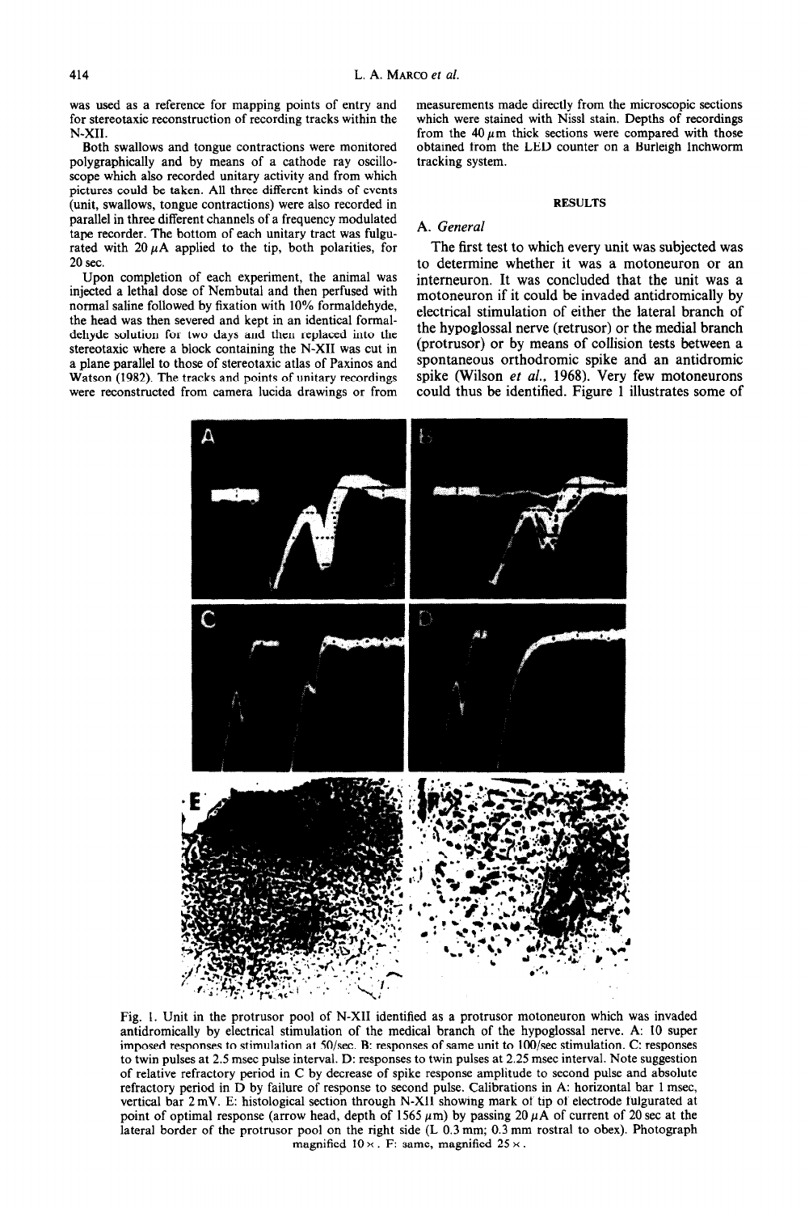was used as a reference for mapping points of entry and for stereotaxic reconstruction of recording tracks within the N-XII.

Both swallows and tongue contractions were monitored polygraphically and by means of a cathode ray oscilloscope which also recorded unitary activity and from which pictures could be taken. All three different kinds of events (unit, swallows, tongue contractions) were also recorded in parallel in three different channels of a frequency modulated tape recorder. The bottom of each unitary tract was fulgurated with 20 $\mu$A applied to the tip, both polarities, for 20 sec.

Upon completion of each experiment, the animal was injected a lethal dose of Nembutal and then perfused with normal saline followed by fixation with 10% formaldehyde, the head was then severed and kept in an identical formaldehyde solution for two days and then replaced into the stereotaxic where a block containing the N-XII was cut in a plane parallel to those of stereotaxic atlas of Paxinos and Watson (1982). The tracks and points of unitary recordings were reconstructed from camera lucida drawings or from measurements made directly from the microscopic sections which were stained with Nissl stain. Depths of recordings from the 40 $\mu$m thick sections were compared with those obtained from the LED counter on a Burleigh Inchworm tracking system.

## RESULTS

### A. *General*

The first test to which every unit was subjected was to determine whether it was a motoneuron or an interneuron. It was concluded that the unit was a motoneuron if it could be invaded antidromically by electrical stimulation of either the lateral branch of the hypoglossal nerve (retrusor) or the medial branch (protrusor) or by means of collision tests between a spontaneous orthodromic spike and an antidromic spike (Wilson *et al.*, 1968). Very few motoneurons could thus be identified. Figure 1 illustrates some of

Fig. 1. Unit in the protrusor pool of N-XII identified as a protrusor motoneuron which was invaded antidromically by electrical stimulation of the medical branch of the hypoglossal nerve. A: 10 super imposed responses to stimulation at 50/sec. B: responses of same unit to 100/sec stimulation. C: responses to twin pulses at 2.5 msec pulse interval. D: responses to twin pulses at 2.25 msec interval. Note suggestion of relative refractory period in C by decrease of spike response amplitude to second pulse and absolute refractory period in D by failure of response to second pulse. Calibrations in A: horizontal bar 1 msec, vertical bar 2 mV. E: histological section through N-XII showing mark of tip of electrode fulgurated at point of optimal response (arrow head, depth of 1565 $\mu$m) by passing 20 $\mu$A of current of 20 sec at the lateral border of the protrusor pool on the right side (L 0.3 mm; 0.3 mm rostral to obex). Photograph magnified 10 ×. F: same, magnified 25 ×.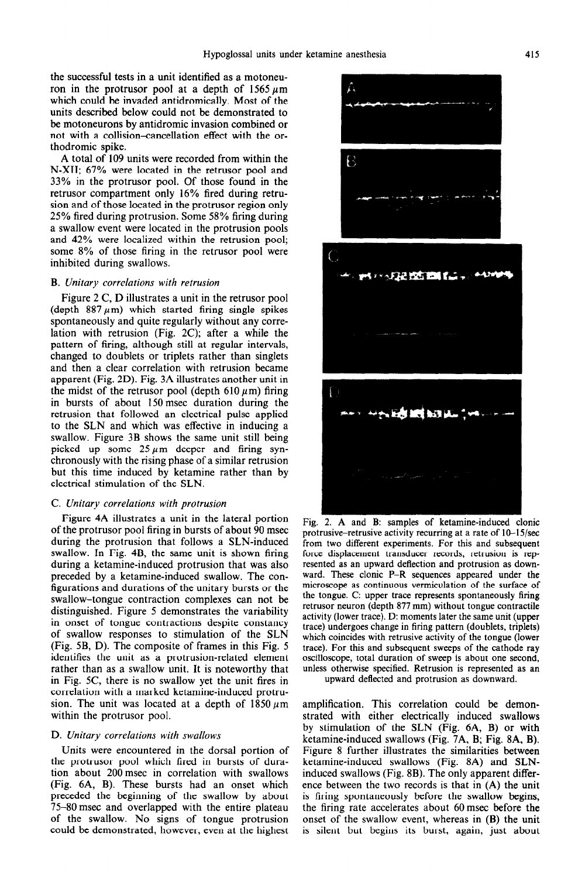the successful tests in a unit identified as a motoneuron in the protrusor pool at a depth of 1565 μm which could be invaded antidromically. Most of the units described below could not be demonstrated to be motoneurons by antidromic invasion combined or not with a collision–cancellation effect with the orthodromic spike.

A total of 109 units were recorded from within the N-XII; 67% were located in the retrusor pool and 33% in the protrusor pool. Of those found in the retrusor compartment only 16% fired during retrusion and of those located in the protrusor region only 25% fired during protrusion. Some 58% firing during a swallow event were located in the protrusion pools and 42% were localized within the retrusion pool; some 8% of those firing in the retrusor pool were inhibited during swallows.

### B. *Unitary correlations with retrusion*

Figure 2 C, D illustrates a unit in the retrusor pool (depth 887 μm) which started firing single spikes spontaneously and quite regularly without any correlation with retrusion (Fig. 2C); after a while the pattern of firing, although still at regular intervals, changed to doublets or triplets rather than singlets and then a clear correlation with retrusion became apparent (Fig. 2D). Fig. 3A illustrates another unit in the midst of the retrusor pool (depth 610 μm) firing in bursts of about 150 msec duration during the retrusion that followed an electrical pulse applied to the SLN and which was effective in inducing a swallow. Figure 3B shows the same unit still being picked up some 25 μm deeper and firing synchronously with the rising phase of a similar retrusion but this time induced by ketamine rather than by electrical stimulation of the SLN.

### C. *Unitary correlations with protrusion*

Figure 4A illustrates a unit in the lateral portion of the protrusor pool firing in bursts of about 90 msec during the protrusion that follows a SLN-induced swallow. In Fig. 4B, the same unit is shown firing during a ketamine-induced protrusion that was also preceded by a ketamine-induced swallow. The configurations and durations of the unitary bursts or the swallow–tongue contraction complexes can not be distinguished. Figure 5 demonstrates the variability in onset of tongue contractions despite constancy of swallow responses to stimulation of the SLN (Fig. 5B, D). The composite of frames in this Fig. 5 identifies the unit as a protrusion-related element rather than as a swallow unit. It is noteworthy that in Fig. 5C, there is no swallow yet the unit fires in correlation with a marked ketamine-induced protrusion. The unit was located at a depth of 1850 μm within the protrusor pool.

### D. *Unitary correlations with swallows*

Units were encountered in the dorsal portion of the protrusor pool which fired in bursts of duration about 200 msec in correlation with swallows (Fig. 6A, B). These bursts had an onset which preceded the beginning of the swallow by about 75–80 msec and overlapped with the entire plateau of the swallow. No signs of tongue protrusion could be demonstrated, however, even at the highest amplification. This correlation could be demonstrated with either electrically induced swallows by stimulation of the SLN (Fig. 6A, B) or with ketamine-induced swallows (Fig. 7A, B; Fig. 8A, B). Figure 8 further illustrates the similarities between ketamine-induced swallows (Fig. 8A) and SLN-induced swallows (Fig. 8B). The only apparent difference between the two records is that in (A) the unit is firing spontaneously before the swallow begins, the firing rate accelerates about 60 msec before the onset of the swallow event, whereas in (B) the unit is silent but begins its burst, again, just about

Fig. 2. A and B: samples of ketamine-induced clonic protrusive–retrusive activity recurring at a rate of 10–15/sec from two different experiments. For this and subsequent force displacement transducer records, retrusion is represented as an upward deflection and protrusion as downward. These clonic P-R sequences appeared under the microscope as continuous vermiculation of the surface of the tongue. C: upper trace represents spontaneously firing retrusor neuron (depth 877 mm) without tongue contractile activity (lower trace). D: moments later the same unit (upper trace) undergoes change in firing pattern (doublets, triplets) which coincides with retrusive activity of the tongue (lower trace). For this and subsequent sweeps of the cathode ray oscilloscope, total duration of sweep is about one second, unless otherwise specified. Retrusion is represented as an upward deflected and protrusion as downward.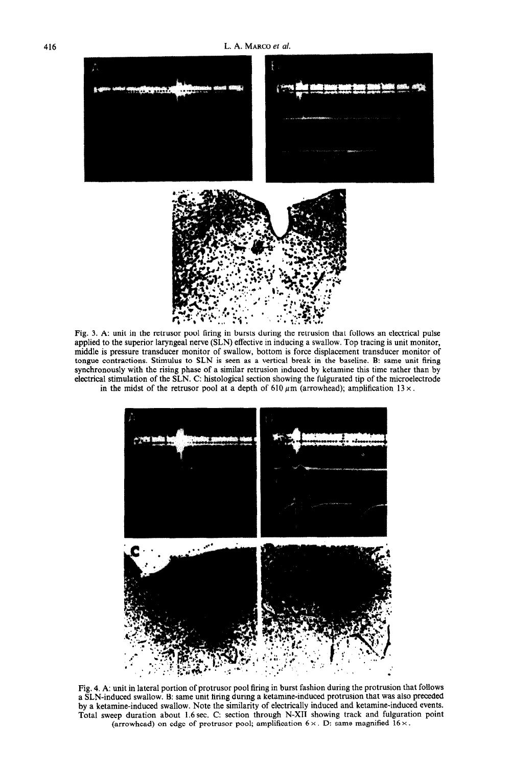Fig. 3. A: unit in the retrusor pool firing in bursts during the retrusion that follows an electrical pulse applied to the superior laryngeal nerve (SLN) effective in inducing a swallow. Top tracing is unit monitor, middle is pressure transducer monitor of swallow, bottom is force displacement transducer monitor of tongue contractions. Stimulus to SLN is seen as a vertical break in the baseline. B: same unit firing synchronously with the rising phase of a similar retrusion induced by ketamine this time rather than by electrical stimulation of the SLN. C: histological section showing the fulgurated tip of the microelectrode in the midst of the retrusor pool at a depth of 610 $\mu$m (arrowhead); amplification 13 ×.

Fig. 4. A: unit in lateral portion of protrusor pool firing in burst fashion during the protrusion that follows a SLN-induced swallow. B: same unit firing during a ketamine-induced protrusion that was also preceded by a ketamine-induced swallow. Note the similarity of electrically induced and ketamine-induced events. Total sweep duration about 1.6 sec. C: section through N-XII showing track and fulguration point (arrowhead) on edge of protrusor pool; amplification 6 ×. D: same magnified 16 ×.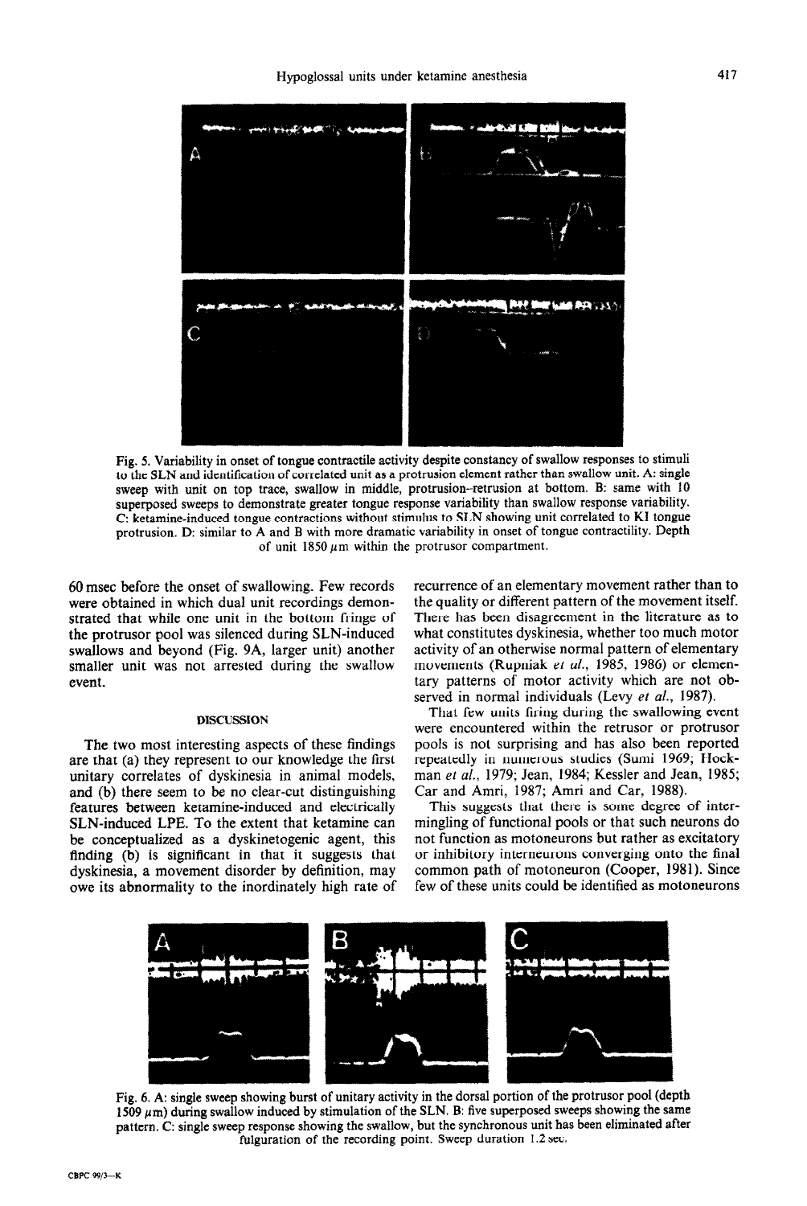Fig. 5. Variability in onset of tongue contractile activity despite constancy of swallow responses to stimuli to the SLN and identification of correlated unit as a protrusion element rather than swallow unit. A: single sweep with unit on top trace, swallow in middle, protrusion–retrusion at bottom. B: same with 10 superposed sweeps to demonstrate greater tongue response variability than swallow response variability. C: ketamine-induced tongue contractions without stimulus to SLN showing unit correlated to KI tongue protrusion. D: similar to A and B with more dramatic variability in onset of tongue contractility. Depth of unit 1850 μm within the protrusor compartment.

60 msec before the onset of swallowing. Few records were obtained in which dual unit recordings demonstrated that while one unit in the bottom fringe of the protrusor pool was silenced during SLN-induced swallows and beyond (Fig. 9A, larger unit) another smaller unit was not arrested during the swallow event.

## DISCUSSION

The two most interesting aspects of these findings are that (a) they represent to our knowledge the first unitary correlates of dyskinesia in animal models, and (b) there seem to be no clear-cut distinguishing features between ketamine-induced and electrically SLN-induced LPE. To the extent that ketamine can be conceptualized as a dyskinetogenic agent, this finding (b) is significant in that it suggests that dyskinesia, a movement disorder by definition, may owe its abnormality to the inordinately high rate of recurrence of an elementary movement rather than to the quality or different pattern of the movement itself. There has been disagreement in the literature as to what constitutes dyskinesia, whether too much motor activity of an otherwise normal pattern of elementary movements (Rupniak *et al.*, 1985, 1986) or elementary patterns of motor activity which are not observed in normal individuals (Levy *et al.*, 1987).

That few units firing during the swallowing event were encountered within the retrusor or protrusor pools is not surprising and has also been reported repeatedly in numerous studies (Sumi 1969; Hockman *et al.*, 1979; Jean, 1984; Kessler and Jean, 1985; Car and Amri, 1987; Amri and Car, 1988).

This suggests that there is some degree of intermingling of functional pools or that such neurons do not function as motoneurons but rather as excitatory or inhibitory interneurons converging onto the final common path of motoneuron (Cooper, 1981). Since few of these units could be identified as motoneurons

Fig. 6. A: single sweep showing burst of unitary activity in the dorsal portion of the protrusor pool (depth 1509 μm) during swallow induced by stimulation of the SLN. B: five superposed sweeps showing the same pattern. C: single sweep response showing the swallow, but the synchronous unit has been eliminated after fulguration of the recording point. Sweep duration 1.2 sec.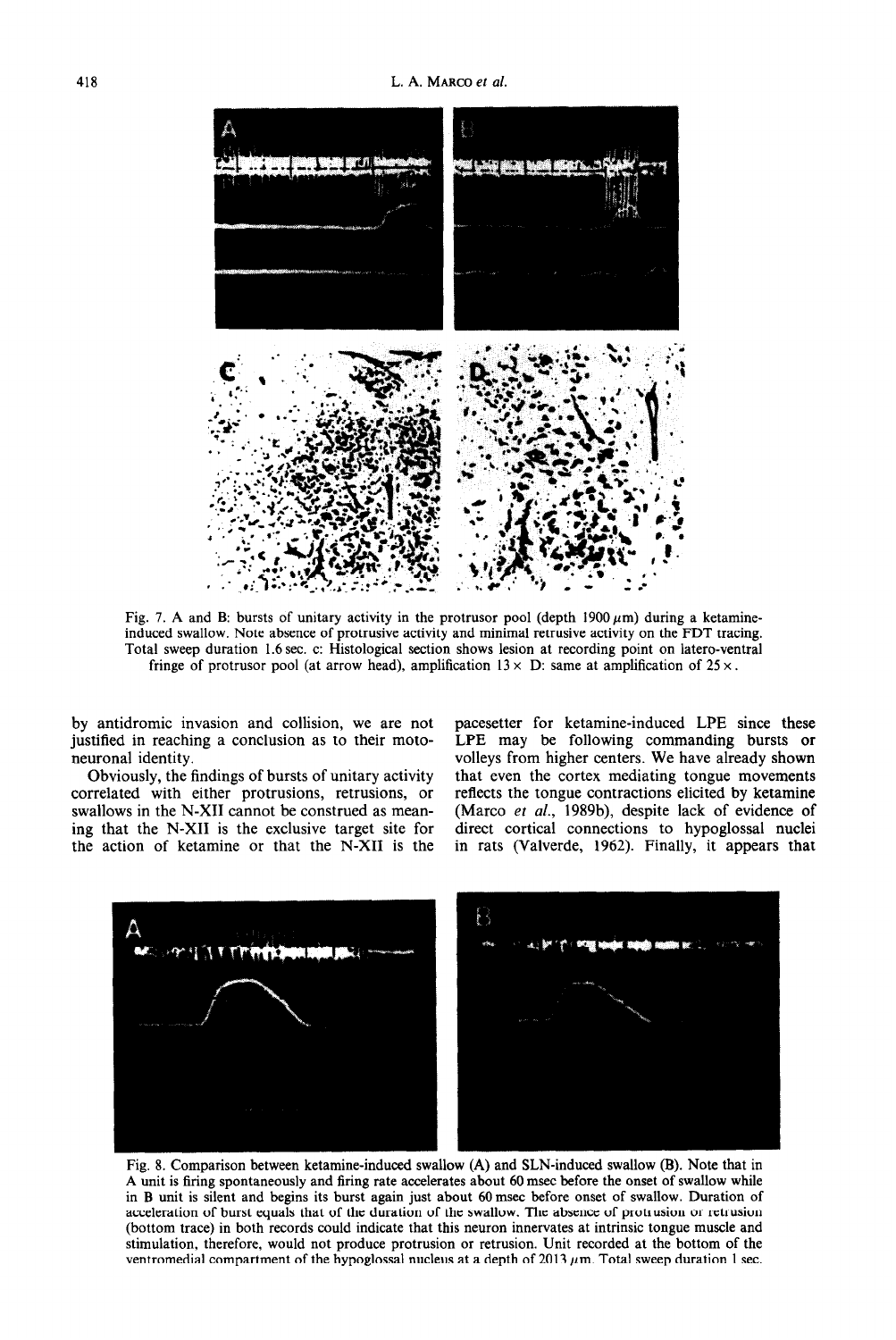Fig. 7. A and B: bursts of unitary activity in the protrusor pool (depth 1900 μm) during a ketamine-induced swallow. Note absence of protrusive activity and minimal retrusive activity on the FDT tracing. Total sweep duration 1.6 sec. c: Histological section shows lesion at recording point on latero-ventral fringe of protrusor pool (at arrow head), amplification 13 × D: same at amplification of 25 ×.

by antidromic invasion and collision, we are not justified in reaching a conclusion as to their motoneuronal identity.

Obviously, the findings of bursts of unitary activity correlated with either protrusions, retrusions, or swallows in the N-XII cannot be construed as meaning that the N-XII is the exclusive target site for the action of ketamine or that the N-XII is the pacesetter for ketamine-induced LPE since these LPE may be following commanding bursts or volleys from higher centers. We have already shown that even the cortex mediating tongue movements reflects the tongue contractions elicited by ketamine (Marco *et al.*, 1989b), despite lack of evidence of direct cortical connections to hypoglossal nuclei in rats (Valverde, 1962). Finally, it appears that

Fig. 8. Comparison between ketamine-induced swallow (A) and SLN-induced swallow (B). Note that in A unit is firing spontaneously and firing rate accelerates about 60 msec before the onset of swallow while in B unit is silent and begins its burst again just about 60 msec before onset of swallow. Duration of acceleration of burst equals that of the duration of the swallow. The absence of protrusion or retrusion (bottom trace) in both records could indicate that this neuron innervates at intrinsic tongue muscle and stimulation, therefore, would not produce protrusion or retrusion. Unit recorded at the bottom of the ventromedial compartment of the hypoglossal nucleus at a depth of 2013 μm. Total sweep duration 1 sec.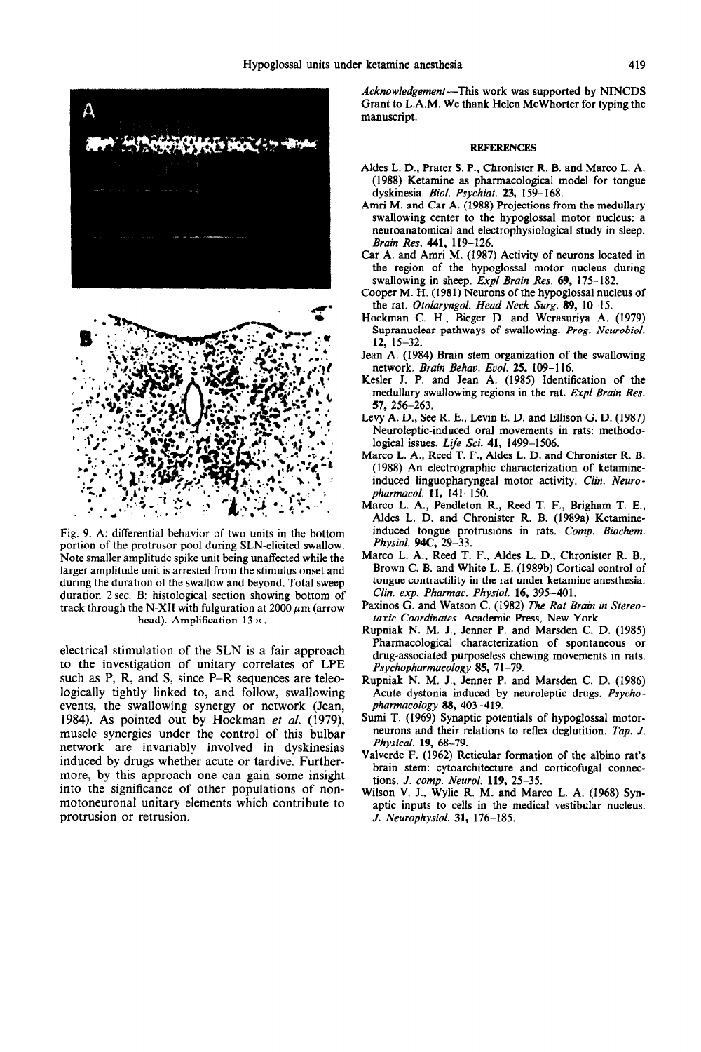Fig. 9. A: differential behavior of two units in the bottom portion of the protrusor pool during SLN-elicited swallow. Note smaller amplitude spike unit being unaffected while the larger amplitude unit is arrested from the stimulus onset and during the duration of the swallow and beyond. Total sweep duration 2 sec. B: histological section showing bottom of track through the N-XII with fulguration at 2000 $\mu$m (arrow head). Amplification 13 ×.

electrical stimulation of the SLN is a fair approach to the investigation of unitary correlates of LPE such as P, R, and S, since P–R sequences are teleologically tightly linked to, and follow, swallowing events, the swallowing synergy or network (Jean, 1984). As pointed out by Hockman *et al.* (1979), muscle synergies under the control of this bulbar network are invariably involved in dyskinesias induced by drugs whether acute or tardive. Furthermore, by this approach one can gain some insight into the significance of other populations of non-motoneuronal unitary elements which contribute to protrusion or retrusion.

*Acknowledgement*—This work was supported by NINCDS Grant to L.A.M. We thank Helen McWhorter for typing the manuscript.

## REFERENCES

Aldes L. D., Prater S. P., Chronister R. B. and Marco L. A. (1988) Ketamine as pharmacological model for tongue dyskinesia. *Biol. Psychiat.* **23**, 159–168.

Amri M. and Car A. (1988) Projections from the medullary swallowing center to the hypoglossal motor nucleus: a neuroanatomical and electrophysiological study in sleep. *Brain Res.* **441**, 119–126.

Car A. and Amri M. (1987) Activity of neurons located in the region of the hypoglossal motor nucleus during swallowing in sheep. *Expl Brain Res.* **69**, 175–182.

Cooper M. H. (1981) Neurons of the hypoglossal nucleus of the rat. *Otolaryngol. Head Neck Surg.* **89**, 10–15.

Hockman C. H., Bieger D. and Werasuriya A. (1979) Supranuclear pathways of swallowing. *Prog. Neurobiol.* **12**, 15–32.

Jean A. (1984) Brain stem organization of the swallowing network. *Brain Behav. Evol.* **25**, 109–116.

Kesler J. P. and Jean A. (1985) Identification of the medullary swallowing regions in the rat. *Expl Brain Res.* **57**, 256–263.

Levy A. D., See R. E., Levin E. D. and Ellison G. D. (1987) Neuroleptic-induced oral movements in rats: methodological issues. *Life Sci.* **41**, 1499–1506.

Marco L. A., Reed T. F., Aldes L. D. and Chronister R. B. (1988) An electrographic characterization of ketamine-induced linguopharyngeal motor activity. *Clin. Neuropharmacol.* **11**, 141–150.

Marco L. A., Pendleton R., Reed T. F., Brigham T. E., Aldes L. D. and Chronister R. B. (1989a) Ketamine-induced tongue protrusions in rats. *Comp. Biochem. Physiol.* **94C**, 29–33.

Marco L. A., Reed T. F., Aldes L. D., Chronister R. B., Brown C. B. and White L. E. (1989b) Cortical control of tongue contractility in the rat under ketamine anesthesia. *Clin. exp. Pharmac. Physiol.* **16**, 395–401.

Paxinos G. and Watson C. (1982) *The Rat Brain in Stereotaxic Coordinates.* Academic Press, New York.

Rupniak N. M. J., Jenner P. and Marsden C. D. (1985) Pharmacological characterization of spontaneous or drug-associated purposeless chewing movements in rats. *Psychopharmacology* **85**, 71–79.

Rupniak N. M. J., Jenner P. and Marsden C. D. (1986) Acute dystonia induced by neuroleptic drugs. *Psychopharmacology* **88**, 403–419.

Sumi T. (1969) Synaptic potentials of hypoglossal motorneurons and their relations to reflex deglutition. *Tap. J. Physical.* **19**, 68–79.

Valverde F. (1962) Reticular formation of the albino rat's brain stem: cytoarchitecture and corticofugal connections. *J. comp. Neurol.* **119**, 25–35.

Wilson V. J., Wylie R. M. and Marco L. A. (1968) Synaptic inputs to cells in the medical vestibular nucleus. *J. Neurophysiol.* **31**, 176–185.